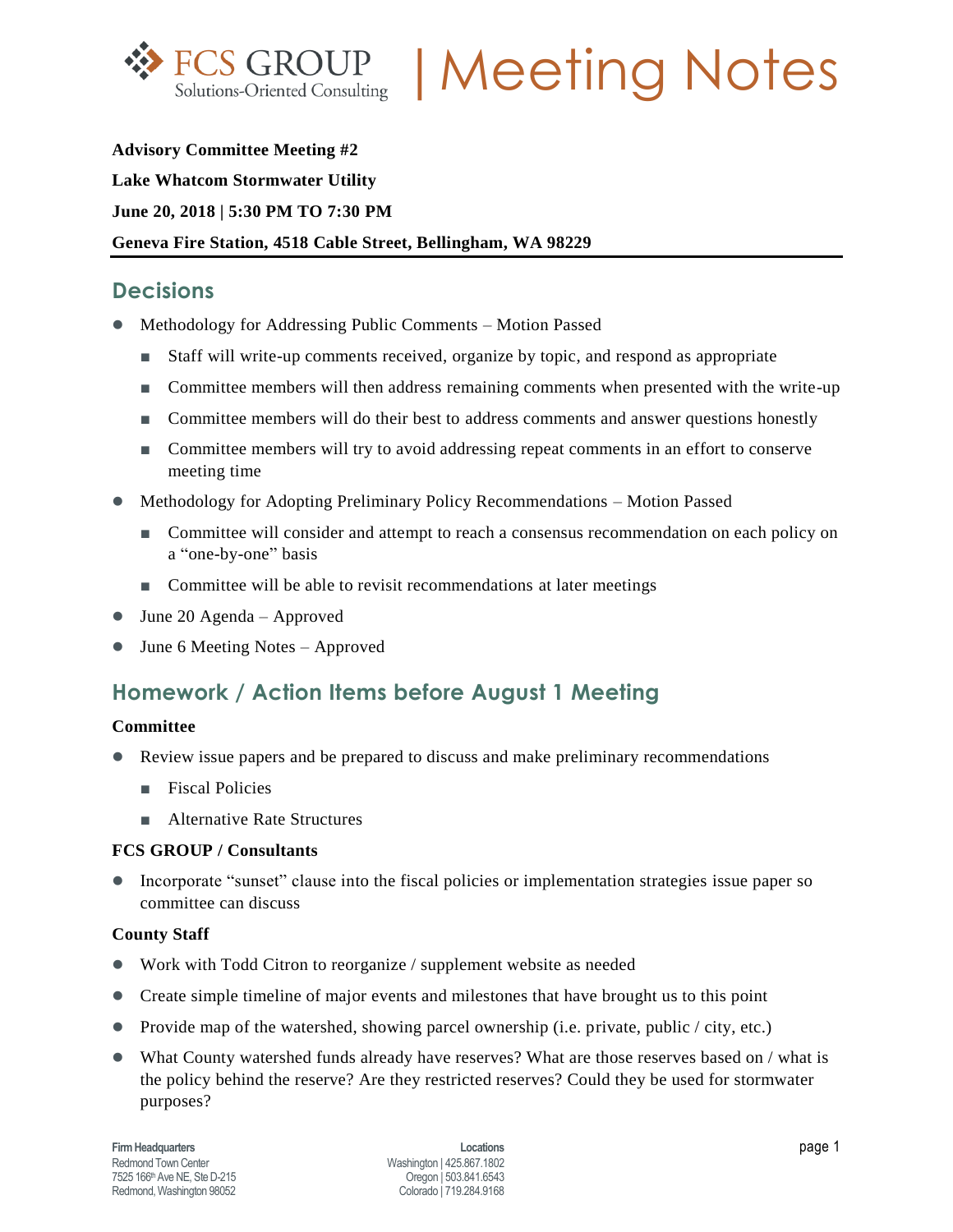# FCS GROUP | Meeting Notes

**Advisory Committee Meeting #2**

**Lake Whatcom Stormwater Utility**

**June 20, 2018 | 5:30 PM TO 7:30 PM**

**Geneva Fire Station, 4518 Cable Street, Bellingham, WA 98229**

## Decisions

- Methodology for Addressing Public Comments – Motion Passed
  - Staff will write-up comments received, organize by topic, and respond as appropriate
  - Committee members will then address remaining comments when presented with the write-up
  - Committee members will do their best to address comments and answer questions honestly
  - Committee members will try to avoid addressing repeat comments in an effort to conserve meeting time
- Methodology for Adopting Preliminary Policy Recommendations – Motion Passed
  - Committee will consider and attempt to reach a consensus recommendation on each policy on a "one-by-one" basis
  - Committee will be able to revisit recommendations at later meetings
- June 20 Agenda – Approved
- June 6 Meeting Notes – Approved

## Homework / Action Items before August 1 Meeting

**Committee**

- Review issue papers and be prepared to discuss and make preliminary recommendations
  - Fiscal Policies
  - Alternative Rate Structures

**FCS GROUP / Consultants**

- Incorporate "sunset" clause into the fiscal policies or implementation strategies issue paper so committee can discuss

**County Staff**

- Work with Todd Citron to reorganize / supplement website as needed
- Create simple timeline of major events and milestones that have brought us to this point
- Provide map of the watershed, showing parcel ownership (i.e. private, public / city, etc.)
- What County watershed funds already have reserves? What are those reserves based on / what is the policy behind the reserve? Are they restricted reserves? Could they be used for stormwater purposes?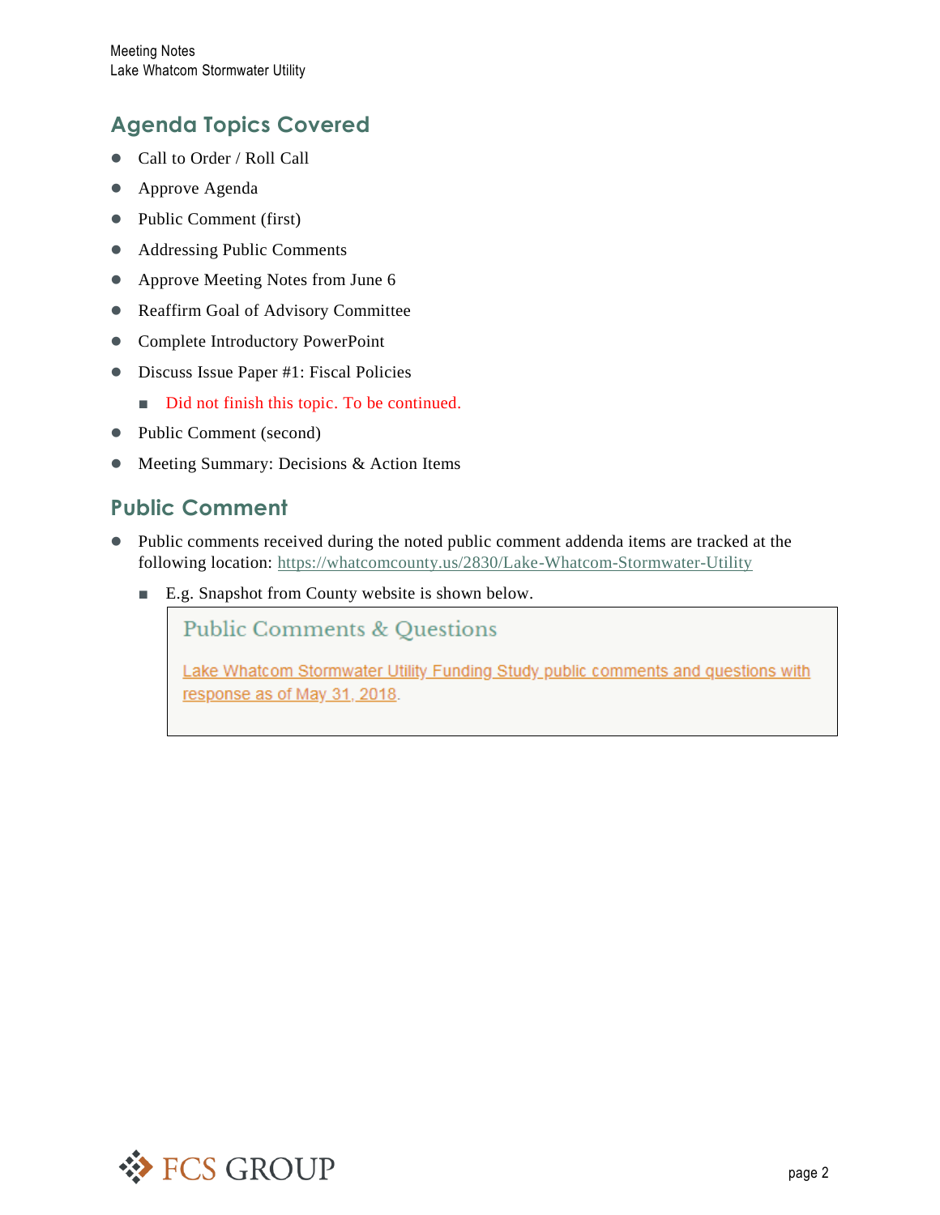## Agenda Topics Covered

- Call to Order / Roll Call
- Approve Agenda
- Public Comment (first)
- Addressing Public Comments
- Approve Meeting Notes from June 6
- Reaffirm Goal of Advisory Committee
- Complete Introductory PowerPoint
- Discuss Issue Paper #1: Fiscal Policies
  - Did not finish this topic. To be continued.
- Public Comment (second)
- Meeting Summary: Decisions & Action Items

## Public Comment

- Public comments received during the noted public comment addenda items are tracked at the following location: https://whatcomcounty.us/2830/Lake-Whatcom-Stormwater-Utility
  - E.g. Snapshot from County website is shown below.

    **Public Comments & Questions**

    Lake Whatcom Stormwater Utility Funding Study public comments and questions with response as of May 31, 2018.